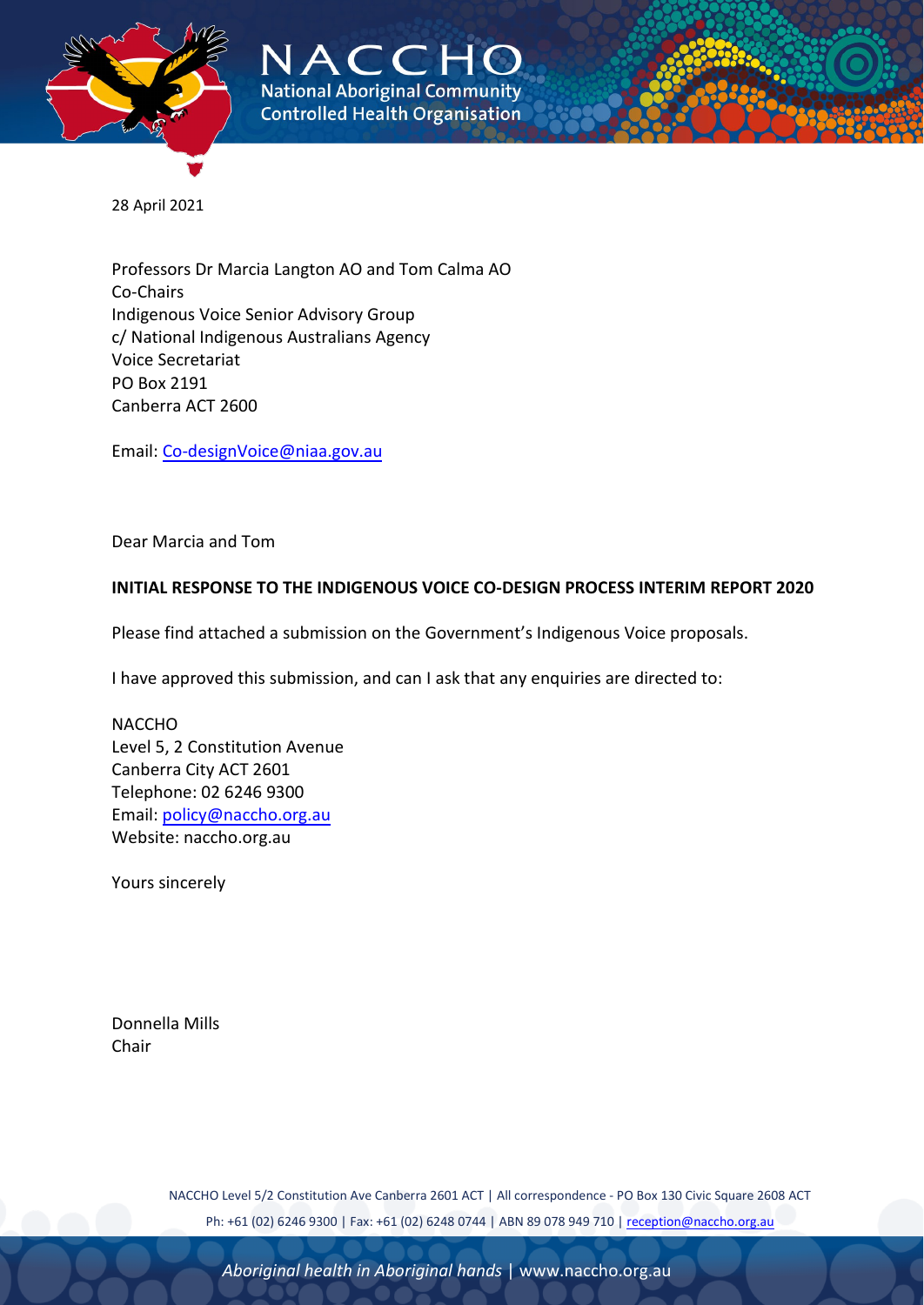28 April 2021

Professors Dr Marcia Langton AO and Tom Calma AO
Co-Chairs
Indigenous Voice Senior Advisory Group
c/ National Indigenous Australians Agency
Voice Secretariat
PO Box 2191
Canberra ACT 2600

Email: Co-designVoice@niaa.gov.au

Dear Marcia and Tom

**INITIAL RESPONSE TO THE INDIGENOUS VOICE CO-DESIGN PROCESS INTERIM REPORT 2020**

Please find attached a submission on the Government's Indigenous Voice proposals.

I have approved this submission, and can I ask that any enquiries are directed to:

NACCHO
Level 5, 2 Constitution Avenue
Canberra City ACT 2601
Telephone: 02 6246 9300
Email: policy@naccho.org.au
Website: naccho.org.au

Yours sincerely

Donnella Mills
Chair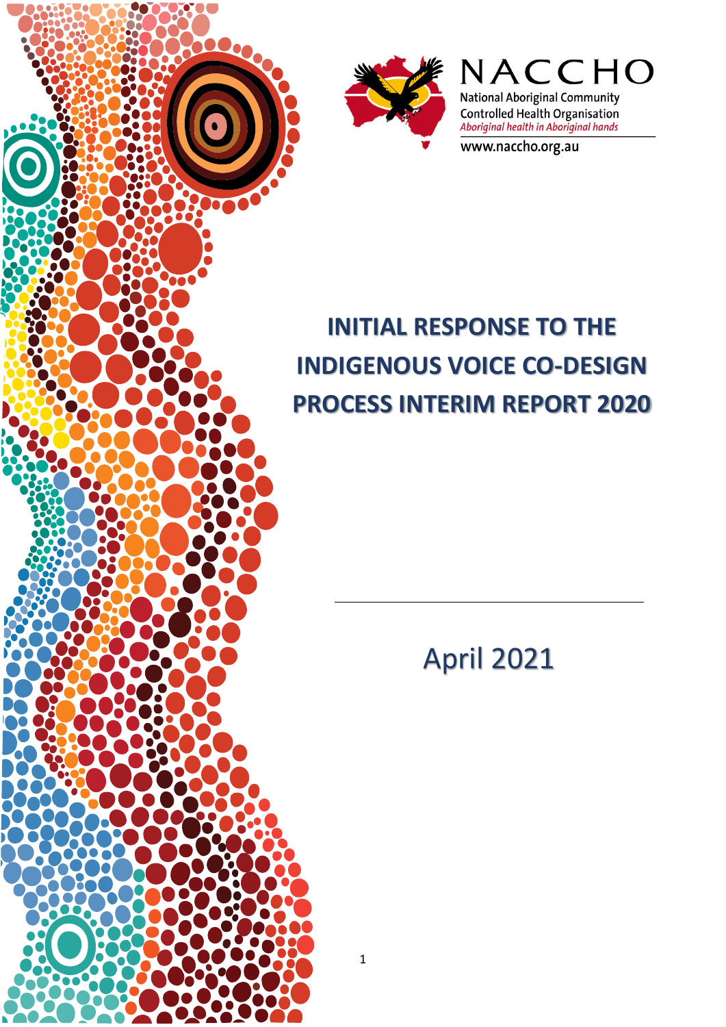NACCHO

National Aboriginal Community Controlled Health Organisation

*Aboriginal health in Aboriginal hands*

www.naccho.org.au

# INITIAL RESPONSE TO THE INDIGENOUS VOICE CO-DESIGN PROCESS INTERIM REPORT 2020

April 2021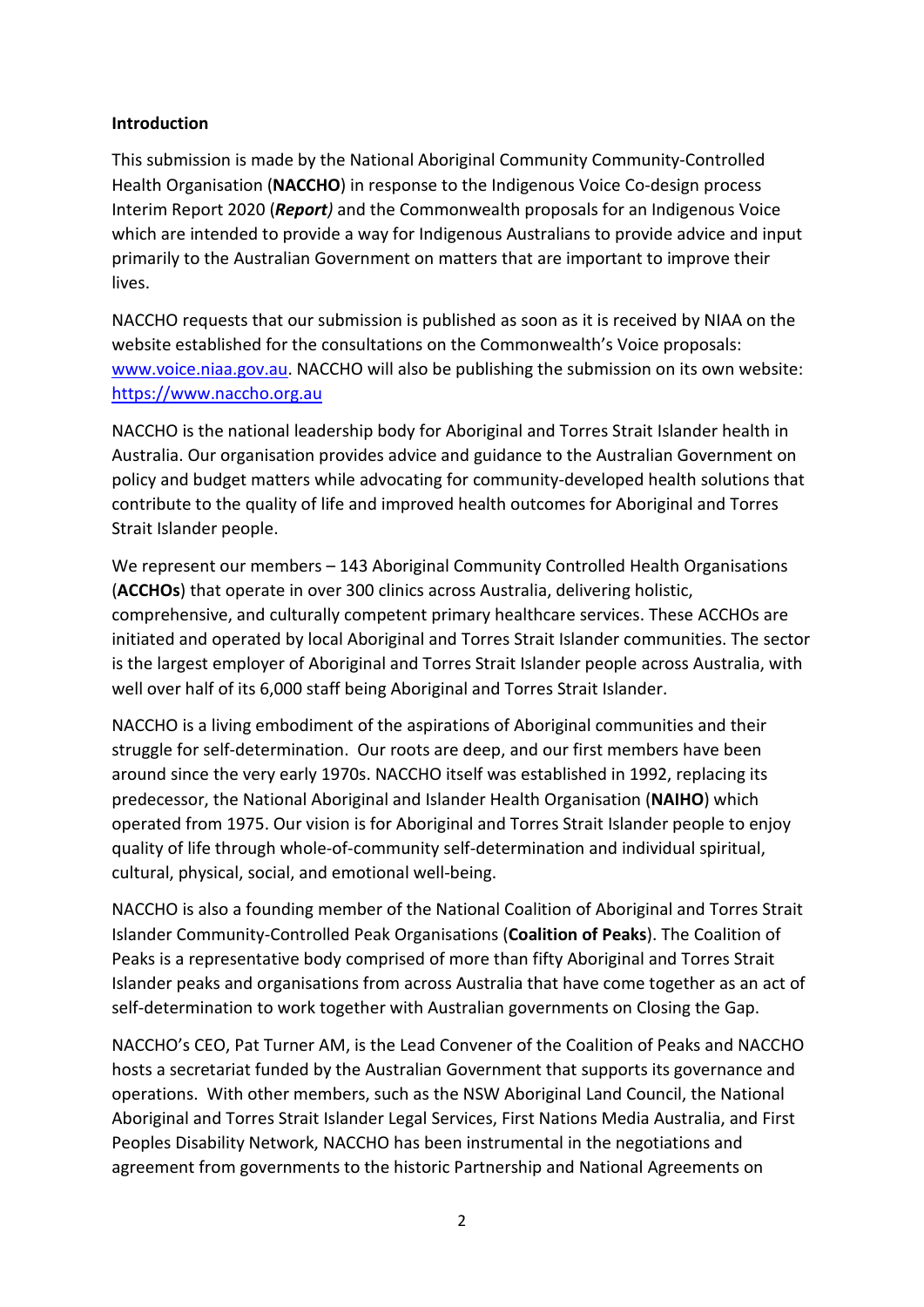**Introduction**

This submission is made by the National Aboriginal Community Community-Controlled Health Organisation (**NACCHO**) in response to the Indigenous Voice Co-design process Interim Report 2020 (***Report)*** and the Commonwealth proposals for an Indigenous Voice which are intended to provide a way for Indigenous Australians to provide advice and input primarily to the Australian Government on matters that are important to improve their lives.

NACCHO requests that our submission is published as soon as it is received by NIAA on the website established for the consultations on the Commonwealth's Voice proposals: [www.voice.niaa.gov.au](www.voice.niaa.gov.au). NACCHO will also be publishing the submission on its own website: [https://www.naccho.org.au](https://www.naccho.org.au)

NACCHO is the national leadership body for Aboriginal and Torres Strait Islander health in Australia. Our organisation provides advice and guidance to the Australian Government on policy and budget matters while advocating for community-developed health solutions that contribute to the quality of life and improved health outcomes for Aboriginal and Torres Strait Islander people.

We represent our members – 143 Aboriginal Community Controlled Health Organisations (**ACCHOs**) that operate in over 300 clinics across Australia, delivering holistic, comprehensive, and culturally competent primary healthcare services. These ACCHOs are initiated and operated by local Aboriginal and Torres Strait Islander communities. The sector is the largest employer of Aboriginal and Torres Strait Islander people across Australia, with well over half of its 6,000 staff being Aboriginal and Torres Strait Islander.

NACCHO is a living embodiment of the aspirations of Aboriginal communities and their struggle for self-determination. Our roots are deep, and our first members have been around since the very early 1970s. NACCHO itself was established in 1992, replacing its predecessor, the National Aboriginal and Islander Health Organisation (**NAIHO**) which operated from 1975. Our vision is for Aboriginal and Torres Strait Islander people to enjoy quality of life through whole-of-community self-determination and individual spiritual, cultural, physical, social, and emotional well-being.

NACCHO is also a founding member of the National Coalition of Aboriginal and Torres Strait Islander Community-Controlled Peak Organisations (**Coalition of Peaks**). The Coalition of Peaks is a representative body comprised of more than fifty Aboriginal and Torres Strait Islander peaks and organisations from across Australia that have come together as an act of self-determination to work together with Australian governments on Closing the Gap.

NACCHO's CEO, Pat Turner AM, is the Lead Convener of the Coalition of Peaks and NACCHO hosts a secretariat funded by the Australian Government that supports its governance and operations. With other members, such as the NSW Aboriginal Land Council, the National Aboriginal and Torres Strait Islander Legal Services, First Nations Media Australia, and First Peoples Disability Network, NACCHO has been instrumental in the negotiations and agreement from governments to the historic Partnership and National Agreements on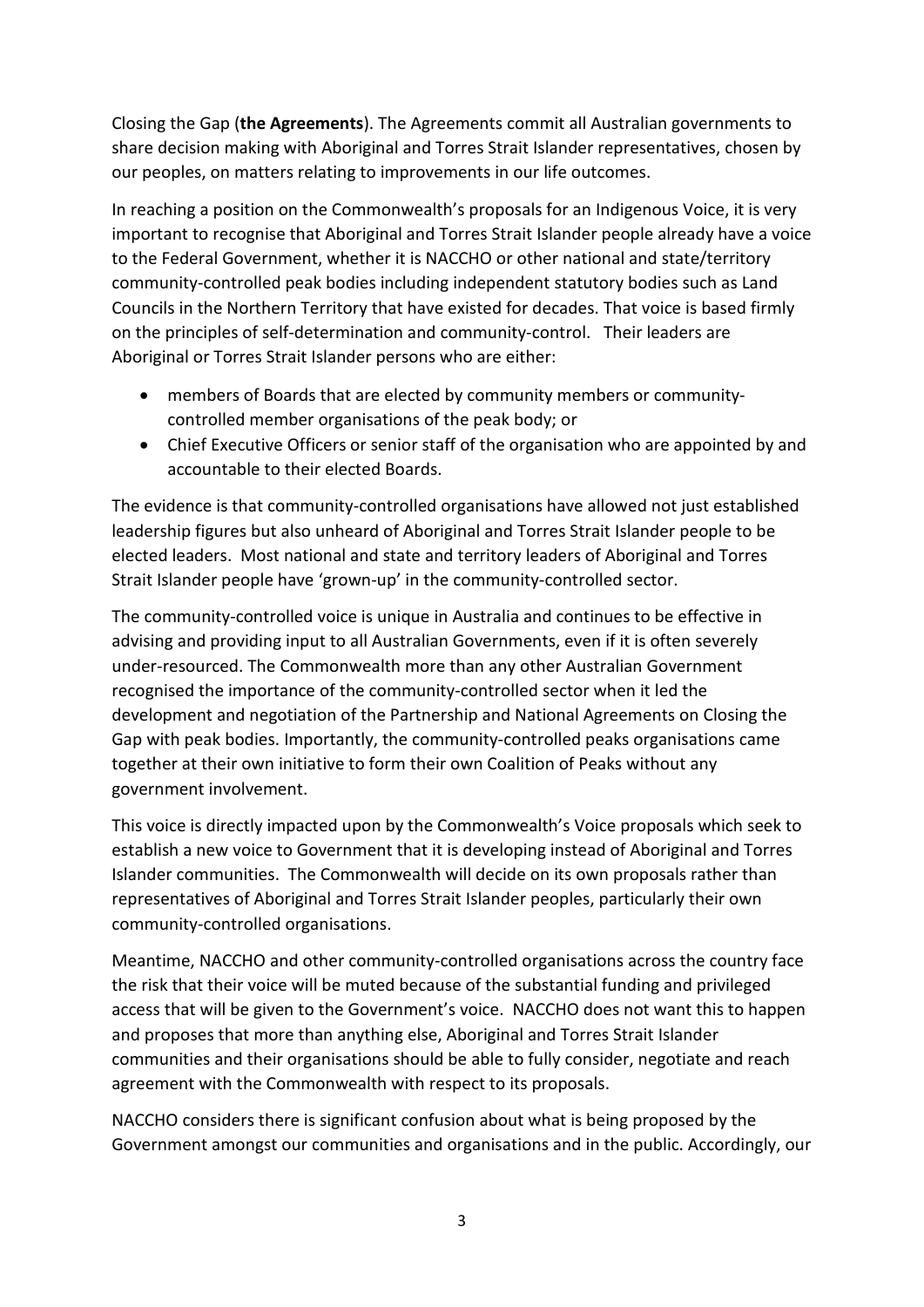Closing the Gap (**the Agreements**). The Agreements commit all Australian governments to share decision making with Aboriginal and Torres Strait Islander representatives, chosen by our peoples, on matters relating to improvements in our life outcomes.

In reaching a position on the Commonwealth's proposals for an Indigenous Voice, it is very important to recognise that Aboriginal and Torres Strait Islander people already have a voice to the Federal Government, whether it is NACCHO or other national and state/territory community-controlled peak bodies including independent statutory bodies such as Land Councils in the Northern Territory that have existed for decades. That voice is based firmly on the principles of self-determination and community-control. Their leaders are Aboriginal or Torres Strait Islander persons who are either:

- members of Boards that are elected by community members or community-controlled member organisations of the peak body; or
- Chief Executive Officers or senior staff of the organisation who are appointed by and accountable to their elected Boards.

The evidence is that community-controlled organisations have allowed not just established leadership figures but also unheard of Aboriginal and Torres Strait Islander people to be elected leaders. Most national and state and territory leaders of Aboriginal and Torres Strait Islander people have 'grown-up' in the community-controlled sector.

The community-controlled voice is unique in Australia and continues to be effective in advising and providing input to all Australian Governments, even if it is often severely under-resourced. The Commonwealth more than any other Australian Government recognised the importance of the community-controlled sector when it led the development and negotiation of the Partnership and National Agreements on Closing the Gap with peak bodies. Importantly, the community-controlled peaks organisations came together at their own initiative to form their own Coalition of Peaks without any government involvement.

This voice is directly impacted upon by the Commonwealth's Voice proposals which seek to establish a new voice to Government that it is developing instead of Aboriginal and Torres Islander communities. The Commonwealth will decide on its own proposals rather than representatives of Aboriginal and Torres Strait Islander peoples, particularly their own community-controlled organisations.

Meantime, NACCHO and other community-controlled organisations across the country face the risk that their voice will be muted because of the substantial funding and privileged access that will be given to the Government's voice. NACCHO does not want this to happen and proposes that more than anything else, Aboriginal and Torres Strait Islander communities and their organisations should be able to fully consider, negotiate and reach agreement with the Commonwealth with respect to its proposals.

NACCHO considers there is significant confusion about what is being proposed by the Government amongst our communities and organisations and in the public. Accordingly, our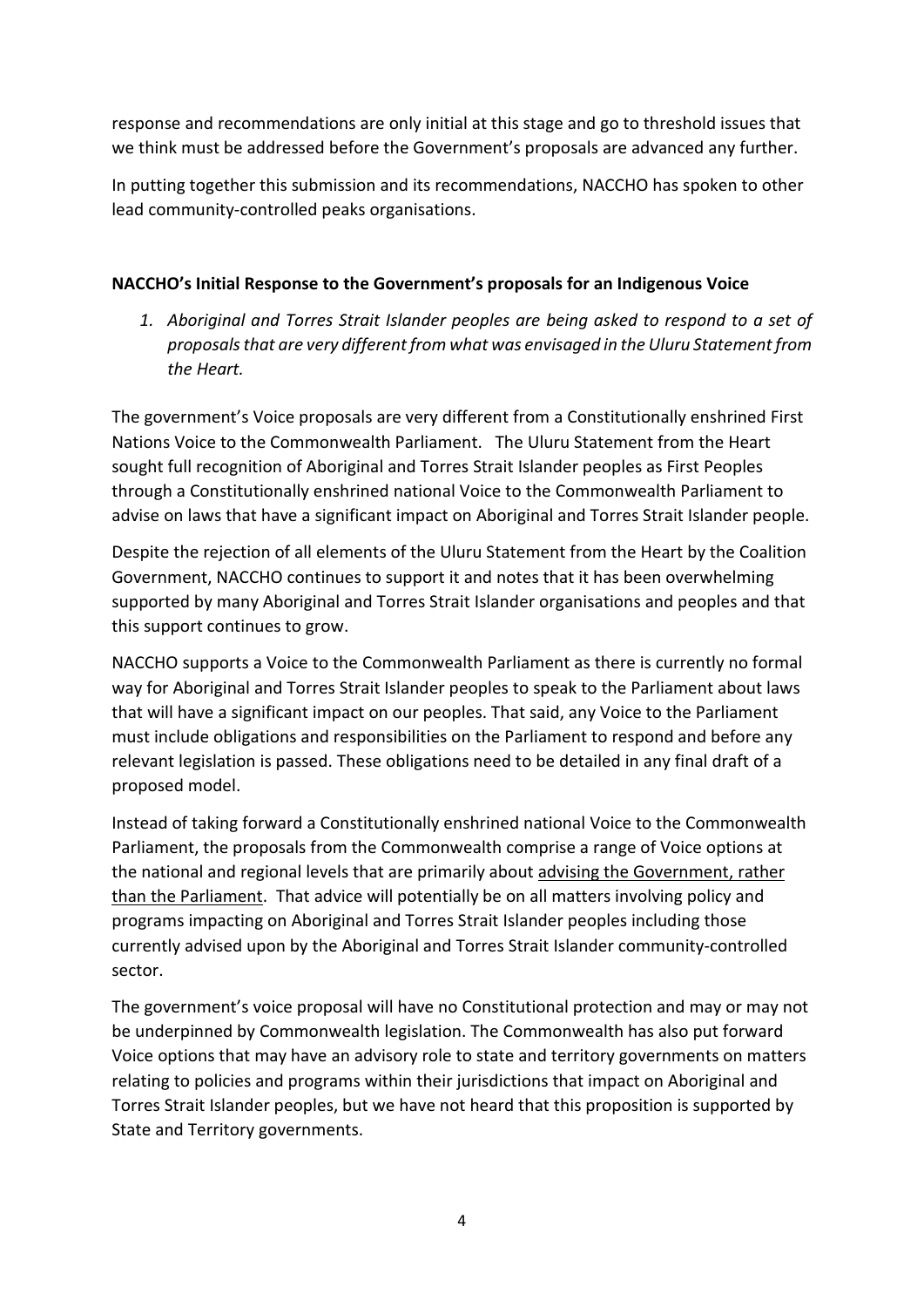response and recommendations are only initial at this stage and go to threshold issues that we think must be addressed before the Government's proposals are advanced any further.

In putting together this submission and its recommendations, NACCHO has spoken to other lead community-controlled peaks organisations.

**NACCHO's Initial Response to the Government's proposals for an Indigenous Voice**

1. *Aboriginal and Torres Strait Islander peoples are being asked to respond to a set of proposals that are very different from what was envisaged in the Uluru Statement from the Heart.*

The government's Voice proposals are very different from a Constitutionally enshrined First Nations Voice to the Commonwealth Parliament. The Uluru Statement from the Heart sought full recognition of Aboriginal and Torres Strait Islander peoples as First Peoples through a Constitutionally enshrined national Voice to the Commonwealth Parliament to advise on laws that have a significant impact on Aboriginal and Torres Strait Islander people.

Despite the rejection of all elements of the Uluru Statement from the Heart by the Coalition Government, NACCHO continues to support it and notes that it has been overwhelming supported by many Aboriginal and Torres Strait Islander organisations and peoples and that this support continues to grow.

NACCHO supports a Voice to the Commonwealth Parliament as there is currently no formal way for Aboriginal and Torres Strait Islander peoples to speak to the Parliament about laws that will have a significant impact on our peoples. That said, any Voice to the Parliament must include obligations and responsibilities on the Parliament to respond and before any relevant legislation is passed. These obligations need to be detailed in any final draft of a proposed model.

Instead of taking forward a Constitutionally enshrined national Voice to the Commonwealth Parliament, the proposals from the Commonwealth comprise a range of Voice options at the national and regional levels that are primarily about <u>advising the Government, rather than the Parliament</u>. That advice will potentially be on all matters involving policy and programs impacting on Aboriginal and Torres Strait Islander peoples including those currently advised upon by the Aboriginal and Torres Strait Islander community-controlled sector.

The government's voice proposal will have no Constitutional protection and may or may not be underpinned by Commonwealth legislation. The Commonwealth has also put forward Voice options that may have an advisory role to state and territory governments on matters relating to policies and programs within their jurisdictions that impact on Aboriginal and Torres Strait Islander peoples, but we have not heard that this proposition is supported by State and Territory governments.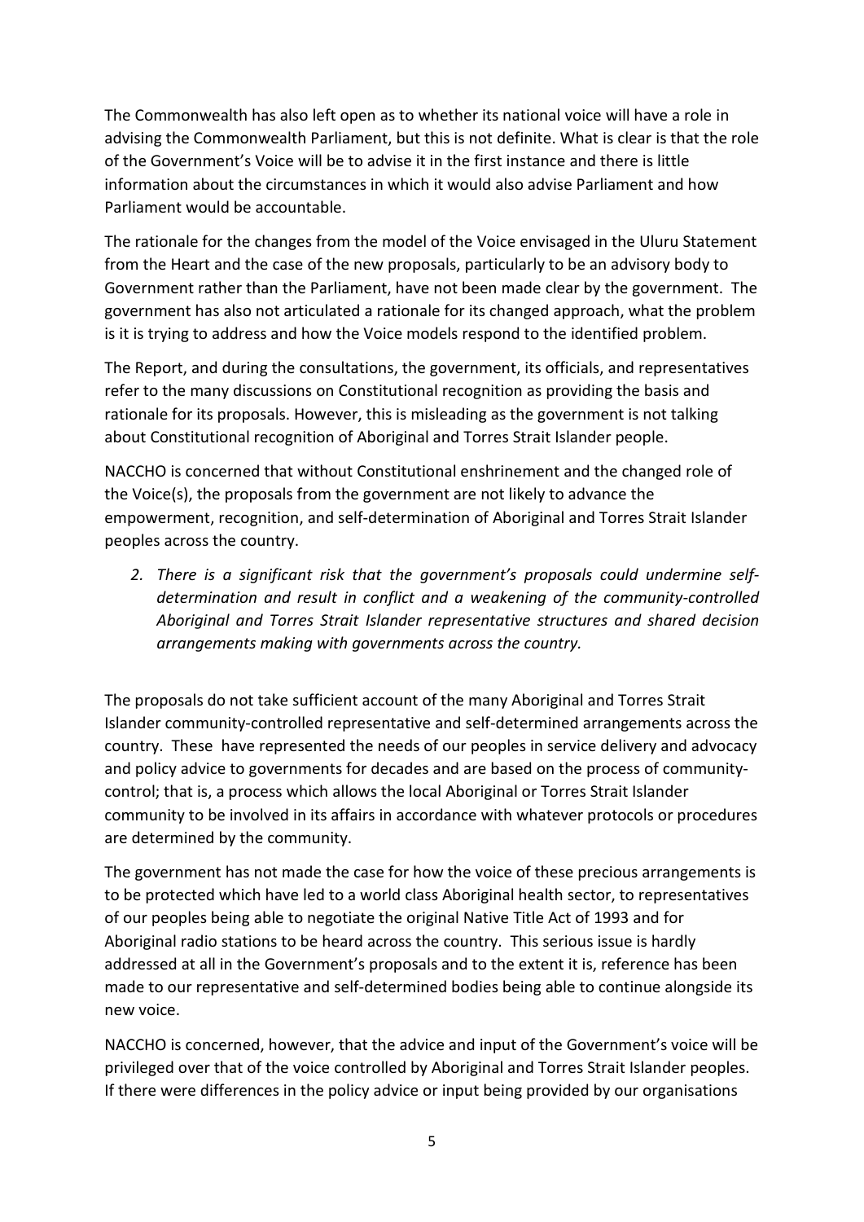The Commonwealth has also left open as to whether its national voice will have a role in advising the Commonwealth Parliament, but this is not definite. What is clear is that the role of the Government's Voice will be to advise it in the first instance and there is little information about the circumstances in which it would also advise Parliament and how Parliament would be accountable.

The rationale for the changes from the model of the Voice envisaged in the Uluru Statement from the Heart and the case of the new proposals, particularly to be an advisory body to Government rather than the Parliament, have not been made clear by the government. The government has also not articulated a rationale for its changed approach, what the problem is it is trying to address and how the Voice models respond to the identified problem.

The Report, and during the consultations, the government, its officials, and representatives refer to the many discussions on Constitutional recognition as providing the basis and rationale for its proposals. However, this is misleading as the government is not talking about Constitutional recognition of Aboriginal and Torres Strait Islander people.

NACCHO is concerned that without Constitutional enshrinement and the changed role of the Voice(s), the proposals from the government are not likely to advance the empowerment, recognition, and self-determination of Aboriginal and Torres Strait Islander peoples across the country.

2. *There is a significant risk that the government's proposals could undermine self-determination and result in conflict and a weakening of the community-controlled Aboriginal and Torres Strait Islander representative structures and shared decision arrangements making with governments across the country.*

The proposals do not take sufficient account of the many Aboriginal and Torres Strait Islander community-controlled representative and self-determined arrangements across the country. These have represented the needs of our peoples in service delivery and advocacy and policy advice to governments for decades and are based on the process of community-control; that is, a process which allows the local Aboriginal or Torres Strait Islander community to be involved in its affairs in accordance with whatever protocols or procedures are determined by the community.

The government has not made the case for how the voice of these precious arrangements is to be protected which have led to a world class Aboriginal health sector, to representatives of our peoples being able to negotiate the original Native Title Act of 1993 and for Aboriginal radio stations to be heard across the country. This serious issue is hardly addressed at all in the Government's proposals and to the extent it is, reference has been made to our representative and self-determined bodies being able to continue alongside its new voice.

NACCHO is concerned, however, that the advice and input of the Government's voice will be privileged over that of the voice controlled by Aboriginal and Torres Strait Islander peoples. If there were differences in the policy advice or input being provided by our organisations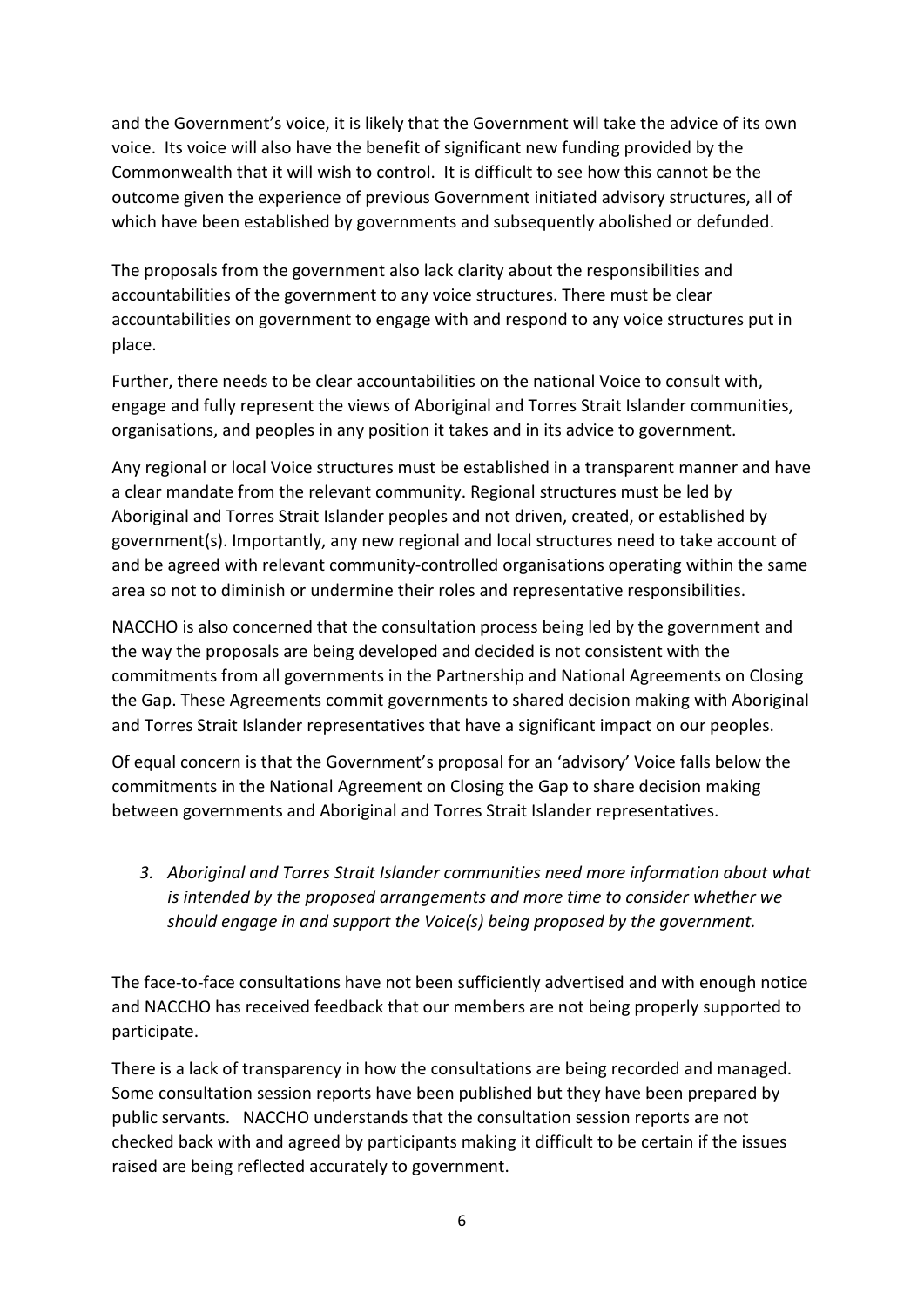and the Government's voice, it is likely that the Government will take the advice of its own voice. Its voice will also have the benefit of significant new funding provided by the Commonwealth that it will wish to control. It is difficult to see how this cannot be the outcome given the experience of previous Government initiated advisory structures, all of which have been established by governments and subsequently abolished or defunded.

The proposals from the government also lack clarity about the responsibilities and accountabilities of the government to any voice structures. There must be clear accountabilities on government to engage with and respond to any voice structures put in place.

Further, there needs to be clear accountabilities on the national Voice to consult with, engage and fully represent the views of Aboriginal and Torres Strait Islander communities, organisations, and peoples in any position it takes and in its advice to government.

Any regional or local Voice structures must be established in a transparent manner and have a clear mandate from the relevant community. Regional structures must be led by Aboriginal and Torres Strait Islander peoples and not driven, created, or established by government(s). Importantly, any new regional and local structures need to take account of and be agreed with relevant community-controlled organisations operating within the same area so not to diminish or undermine their roles and representative responsibilities.

NACCHO is also concerned that the consultation process being led by the government and the way the proposals are being developed and decided is not consistent with the commitments from all governments in the Partnership and National Agreements on Closing the Gap. These Agreements commit governments to shared decision making with Aboriginal and Torres Strait Islander representatives that have a significant impact on our peoples.

Of equal concern is that the Government's proposal for an 'advisory' Voice falls below the commitments in the National Agreement on Closing the Gap to share decision making between governments and Aboriginal and Torres Strait Islander representatives.

3. *Aboriginal and Torres Strait Islander communities need more information about what is intended by the proposed arrangements and more time to consider whether we should engage in and support the Voice(s) being proposed by the government.*

The face-to-face consultations have not been sufficiently advertised and with enough notice and NACCHO has received feedback that our members are not being properly supported to participate.

There is a lack of transparency in how the consultations are being recorded and managed. Some consultation session reports have been published but they have been prepared by public servants. NACCHO understands that the consultation session reports are not checked back with and agreed by participants making it difficult to be certain if the issues raised are being reflected accurately to government.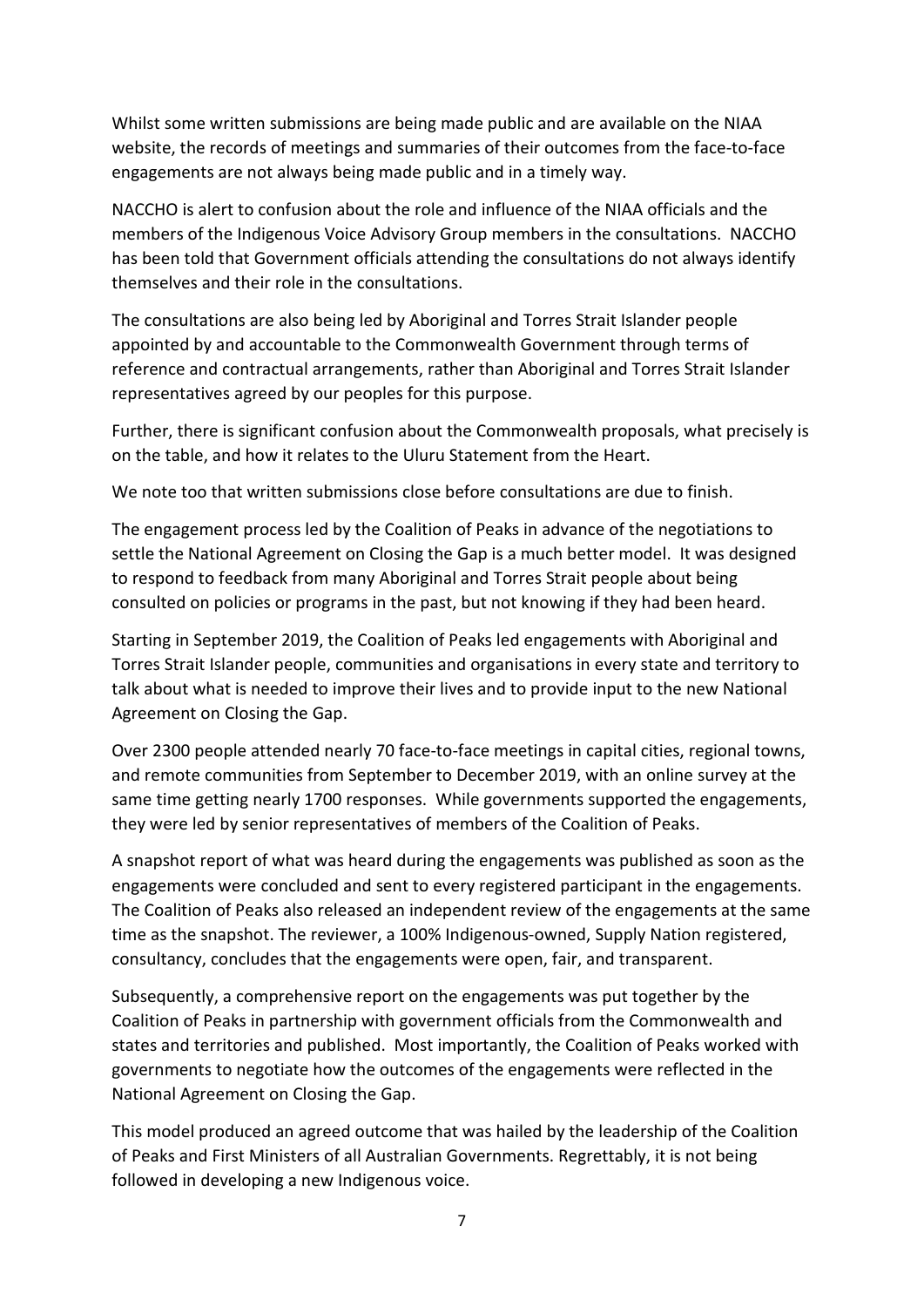Whilst some written submissions are being made public and are available on the NIAA website, the records of meetings and summaries of their outcomes from the face-to-face engagements are not always being made public and in a timely way.

NACCHO is alert to confusion about the role and influence of the NIAA officials and the members of the Indigenous Voice Advisory Group members in the consultations. NACCHO has been told that Government officials attending the consultations do not always identify themselves and their role in the consultations.

The consultations are also being led by Aboriginal and Torres Strait Islander people appointed by and accountable to the Commonwealth Government through terms of reference and contractual arrangements, rather than Aboriginal and Torres Strait Islander representatives agreed by our peoples for this purpose.

Further, there is significant confusion about the Commonwealth proposals, what precisely is on the table, and how it relates to the Uluru Statement from the Heart.

We note too that written submissions close before consultations are due to finish.

The engagement process led by the Coalition of Peaks in advance of the negotiations to settle the National Agreement on Closing the Gap is a much better model. It was designed to respond to feedback from many Aboriginal and Torres Strait people about being consulted on policies or programs in the past, but not knowing if they had been heard.

Starting in September 2019, the Coalition of Peaks led engagements with Aboriginal and Torres Strait Islander people, communities and organisations in every state and territory to talk about what is needed to improve their lives and to provide input to the new National Agreement on Closing the Gap.

Over 2300 people attended nearly 70 face-to-face meetings in capital cities, regional towns, and remote communities from September to December 2019, with an online survey at the same time getting nearly 1700 responses. While governments supported the engagements, they were led by senior representatives of members of the Coalition of Peaks.

A snapshot report of what was heard during the engagements was published as soon as the engagements were concluded and sent to every registered participant in the engagements. The Coalition of Peaks also released an independent review of the engagements at the same time as the snapshot. The reviewer, a 100% Indigenous-owned, Supply Nation registered, consultancy, concludes that the engagements were open, fair, and transparent.

Subsequently, a comprehensive report on the engagements was put together by the Coalition of Peaks in partnership with government officials from the Commonwealth and states and territories and published. Most importantly, the Coalition of Peaks worked with governments to negotiate how the outcomes of the engagements were reflected in the National Agreement on Closing the Gap.

This model produced an agreed outcome that was hailed by the leadership of the Coalition of Peaks and First Ministers of all Australian Governments. Regrettably, it is not being followed in developing a new Indigenous voice.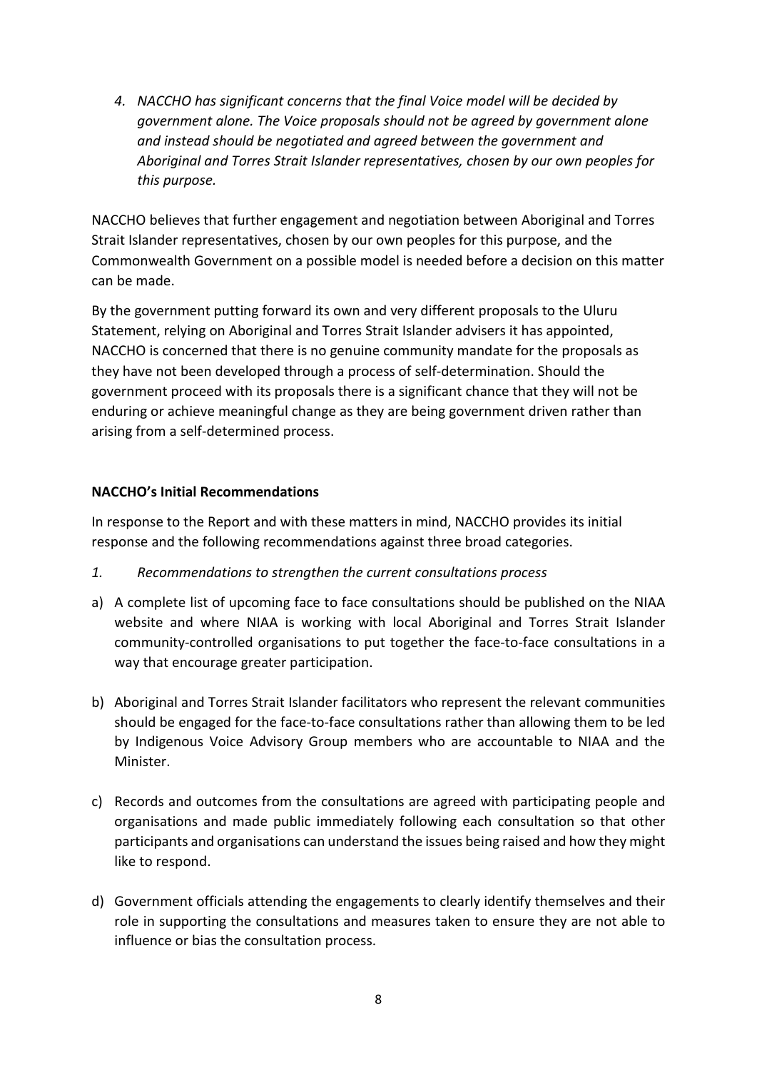*4. NACCHO has significant concerns that the final Voice model will be decided by government alone. The Voice proposals should not be agreed by government alone and instead should be negotiated and agreed between the government and Aboriginal and Torres Strait Islander representatives, chosen by our own peoples for this purpose.*

NACCHO believes that further engagement and negotiation between Aboriginal and Torres Strait Islander representatives, chosen by our own peoples for this purpose, and the Commonwealth Government on a possible model is needed before a decision on this matter can be made.

By the government putting forward its own and very different proposals to the Uluru Statement, relying on Aboriginal and Torres Strait Islander advisers it has appointed, NACCHO is concerned that there is no genuine community mandate for the proposals as they have not been developed through a process of self-determination. Should the government proceed with its proposals there is a significant chance that they will not be enduring or achieve meaningful change as they are being government driven rather than arising from a self-determined process.

**NACCHO's Initial Recommendations**

In response to the Report and with these matters in mind, NACCHO provides its initial response and the following recommendations against three broad categories.

*1. Recommendations to strengthen the current consultations process*

a) A complete list of upcoming face to face consultations should be published on the NIAA website and where NIAA is working with local Aboriginal and Torres Strait Islander community-controlled organisations to put together the face-to-face consultations in a way that encourage greater participation.

b) Aboriginal and Torres Strait Islander facilitators who represent the relevant communities should be engaged for the face-to-face consultations rather than allowing them to be led by Indigenous Voice Advisory Group members who are accountable to NIAA and the Minister.

c) Records and outcomes from the consultations are agreed with participating people and organisations and made public immediately following each consultation so that other participants and organisations can understand the issues being raised and how they might like to respond.

d) Government officials attending the engagements to clearly identify themselves and their role in supporting the consultations and measures taken to ensure they are not able to influence or bias the consultation process.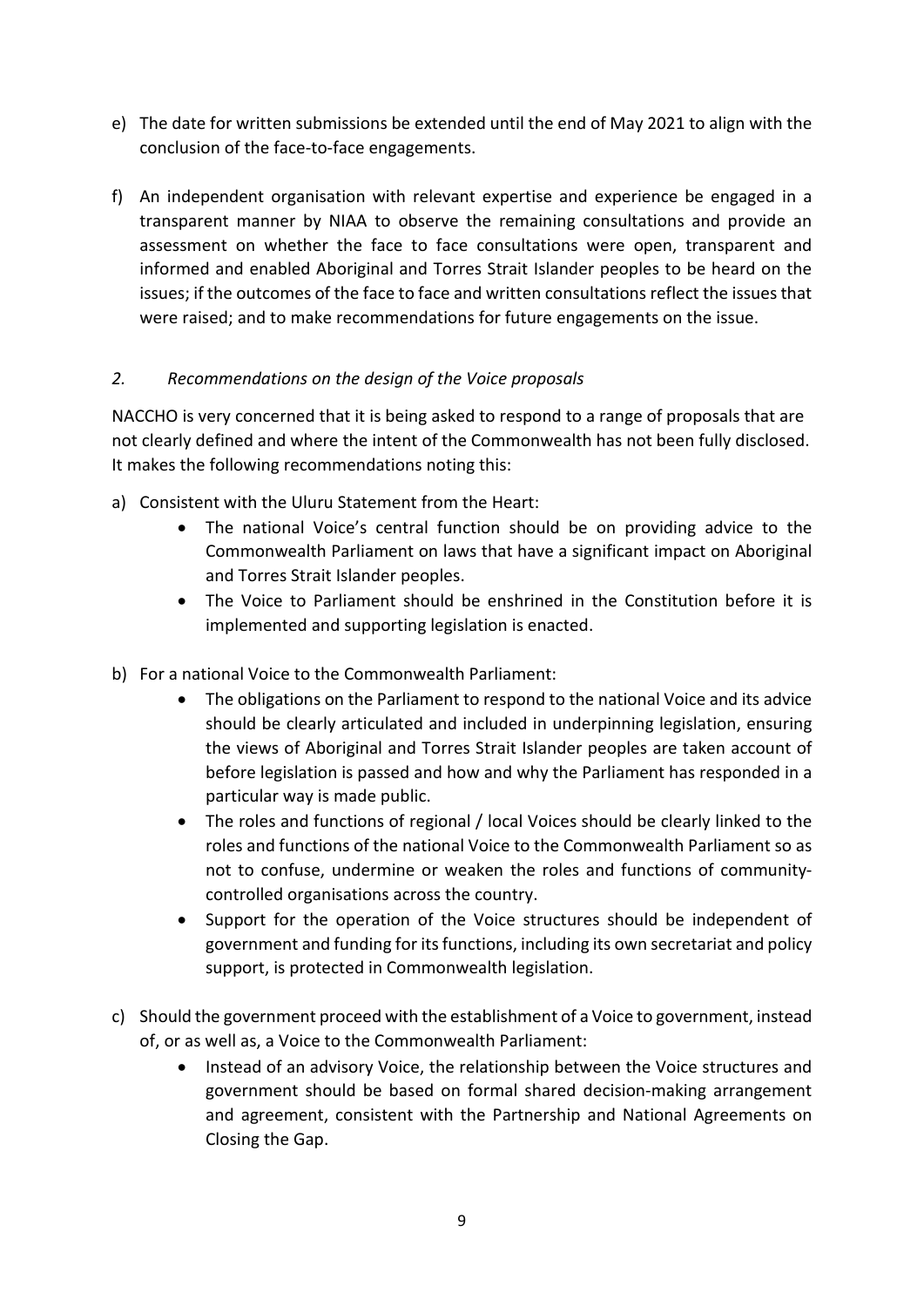e) The date for written submissions be extended until the end of May 2021 to align with the conclusion of the face-to-face engagements.

f) An independent organisation with relevant expertise and experience be engaged in a transparent manner by NIAA to observe the remaining consultations and provide an assessment on whether the face to face consultations were open, transparent and informed and enabled Aboriginal and Torres Strait Islander peoples to be heard on the issues; if the outcomes of the face to face and written consultations reflect the issues that were raised; and to make recommendations for future engagements on the issue.

*2. Recommendations on the design of the Voice proposals*

NACCHO is very concerned that it is being asked to respond to a range of proposals that are not clearly defined and where the intent of the Commonwealth has not been fully disclosed. It makes the following recommendations noting this:

a) Consistent with the Uluru Statement from the Heart:
   - The national Voice's central function should be on providing advice to the Commonwealth Parliament on laws that have a significant impact on Aboriginal and Torres Strait Islander peoples.
   - The Voice to Parliament should be enshrined in the Constitution before it is implemented and supporting legislation is enacted.

b) For a national Voice to the Commonwealth Parliament:
   - The obligations on the Parliament to respond to the national Voice and its advice should be clearly articulated and included in underpinning legislation, ensuring the views of Aboriginal and Torres Strait Islander peoples are taken account of before legislation is passed and how and why the Parliament has responded in a particular way is made public.
   - The roles and functions of regional / local Voices should be clearly linked to the roles and functions of the national Voice to the Commonwealth Parliament so as not to confuse, undermine or weaken the roles and functions of community-controlled organisations across the country.
   - Support for the operation of the Voice structures should be independent of government and funding for its functions, including its own secretariat and policy support, is protected in Commonwealth legislation.

c) Should the government proceed with the establishment of a Voice to government, instead of, or as well as, a Voice to the Commonwealth Parliament:
   - Instead of an advisory Voice, the relationship between the Voice structures and government should be based on formal shared decision-making arrangement and agreement, consistent with the Partnership and National Agreements on Closing the Gap.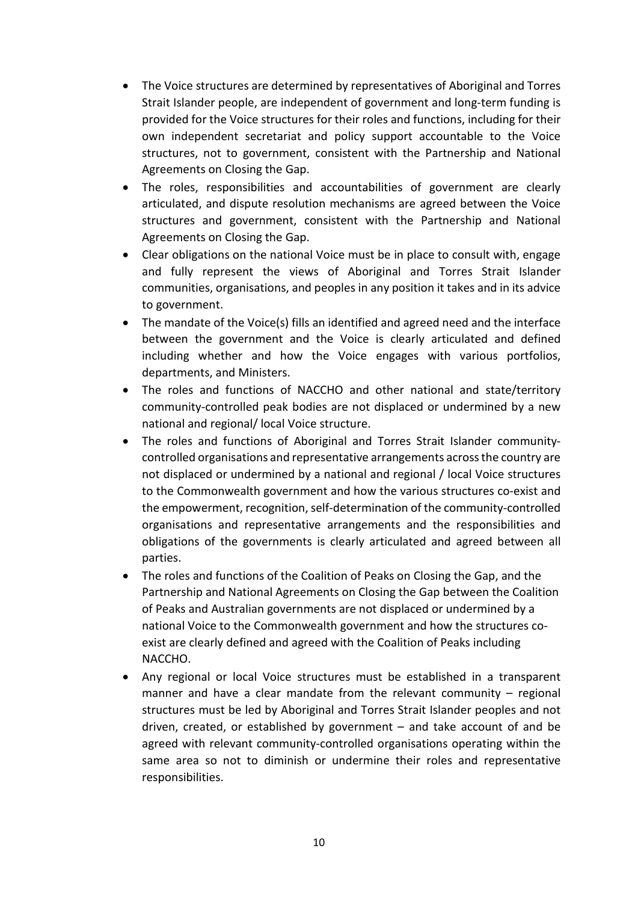- The Voice structures are determined by representatives of Aboriginal and Torres Strait Islander people, are independent of government and long-term funding is provided for the Voice structures for their roles and functions, including for their own independent secretariat and policy support accountable to the Voice structures, not to government, consistent with the Partnership and National Agreements on Closing the Gap.
- The roles, responsibilities and accountabilities of government are clearly articulated, and dispute resolution mechanisms are agreed between the Voice structures and government, consistent with the Partnership and National Agreements on Closing the Gap.
- Clear obligations on the national Voice must be in place to consult with, engage and fully represent the views of Aboriginal and Torres Strait Islander communities, organisations, and peoples in any position it takes and in its advice to government.
- The mandate of the Voice(s) fills an identified and agreed need and the interface between the government and the Voice is clearly articulated and defined including whether and how the Voice engages with various portfolios, departments, and Ministers.
- The roles and functions of NACCHO and other national and state/territory community-controlled peak bodies are not displaced or undermined by a new national and regional/ local Voice structure.
- The roles and functions of Aboriginal and Torres Strait Islander community-controlled organisations and representative arrangements across the country are not displaced or undermined by a national and regional / local Voice structures to the Commonwealth government and how the various structures co-exist and the empowerment, recognition, self-determination of the community-controlled organisations and representative arrangements and the responsibilities and obligations of the governments is clearly articulated and agreed between all parties.
- The roles and functions of the Coalition of Peaks on Closing the Gap, and the Partnership and National Agreements on Closing the Gap between the Coalition of Peaks and Australian governments are not displaced or undermined by a national Voice to the Commonwealth government and how the structures co-exist are clearly defined and agreed with the Coalition of Peaks including NACCHO.
- Any regional or local Voice structures must be established in a transparent manner and have a clear mandate from the relevant community – regional structures must be led by Aboriginal and Torres Strait Islander peoples and not driven, created, or established by government – and take account of and be agreed with relevant community-controlled organisations operating within the same area so not to diminish or undermine their roles and representative responsibilities.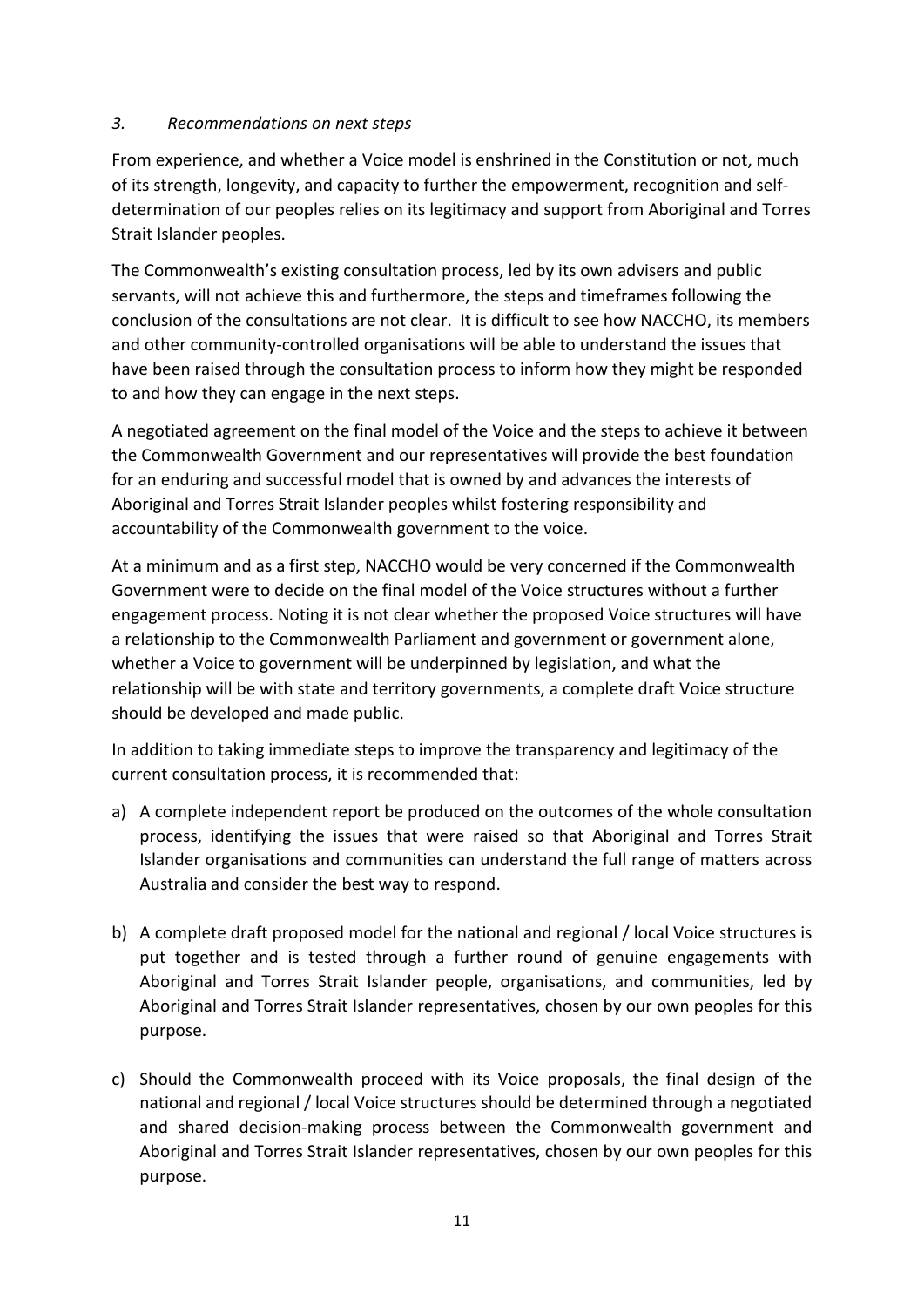### *3. Recommendations on next steps*

From experience, and whether a Voice model is enshrined in the Constitution or not, much of its strength, longevity, and capacity to further the empowerment, recognition and self-determination of our peoples relies on its legitimacy and support from Aboriginal and Torres Strait Islander peoples.

The Commonwealth's existing consultation process, led by its own advisers and public servants, will not achieve this and furthermore, the steps and timeframes following the conclusion of the consultations are not clear. It is difficult to see how NACCHO, its members and other community-controlled organisations will be able to understand the issues that have been raised through the consultation process to inform how they might be responded to and how they can engage in the next steps.

A negotiated agreement on the final model of the Voice and the steps to achieve it between the Commonwealth Government and our representatives will provide the best foundation for an enduring and successful model that is owned by and advances the interests of Aboriginal and Torres Strait Islander peoples whilst fostering responsibility and accountability of the Commonwealth government to the voice.

At a minimum and as a first step, NACCHO would be very concerned if the Commonwealth Government were to decide on the final model of the Voice structures without a further engagement process. Noting it is not clear whether the proposed Voice structures will have a relationship to the Commonwealth Parliament and government or government alone, whether a Voice to government will be underpinned by legislation, and what the relationship will be with state and territory governments, a complete draft Voice structure should be developed and made public.

In addition to taking immediate steps to improve the transparency and legitimacy of the current consultation process, it is recommended that:

a) A complete independent report be produced on the outcomes of the whole consultation process, identifying the issues that were raised so that Aboriginal and Torres Strait Islander organisations and communities can understand the full range of matters across Australia and consider the best way to respond.

b) A complete draft proposed model for the national and regional / local Voice structures is put together and is tested through a further round of genuine engagements with Aboriginal and Torres Strait Islander people, organisations, and communities, led by Aboriginal and Torres Strait Islander representatives, chosen by our own peoples for this purpose.

c) Should the Commonwealth proceed with its Voice proposals, the final design of the national and regional / local Voice structures should be determined through a negotiated and shared decision-making process between the Commonwealth government and Aboriginal and Torres Strait Islander representatives, chosen by our own peoples for this purpose.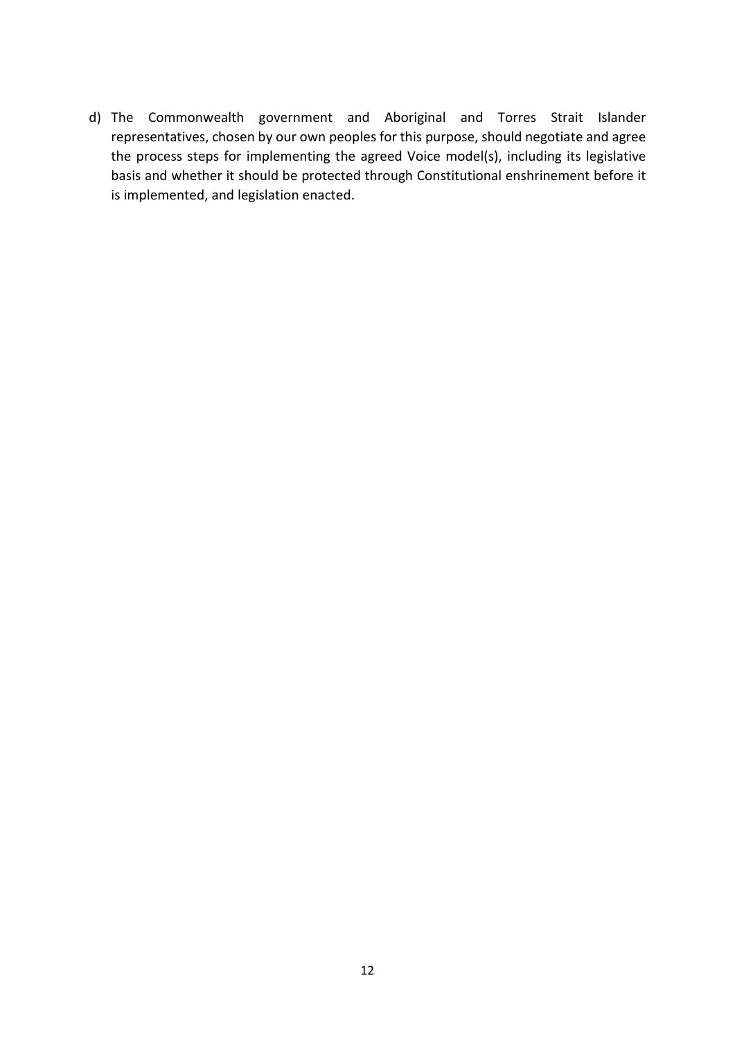d) The Commonwealth government and Aboriginal and Torres Strait Islander representatives, chosen by our own peoples for this purpose, should negotiate and agree the process steps for implementing the agreed Voice model(s), including its legislative basis and whether it should be protected through Constitutional enshrinement before it is implemented, and legislation enacted.